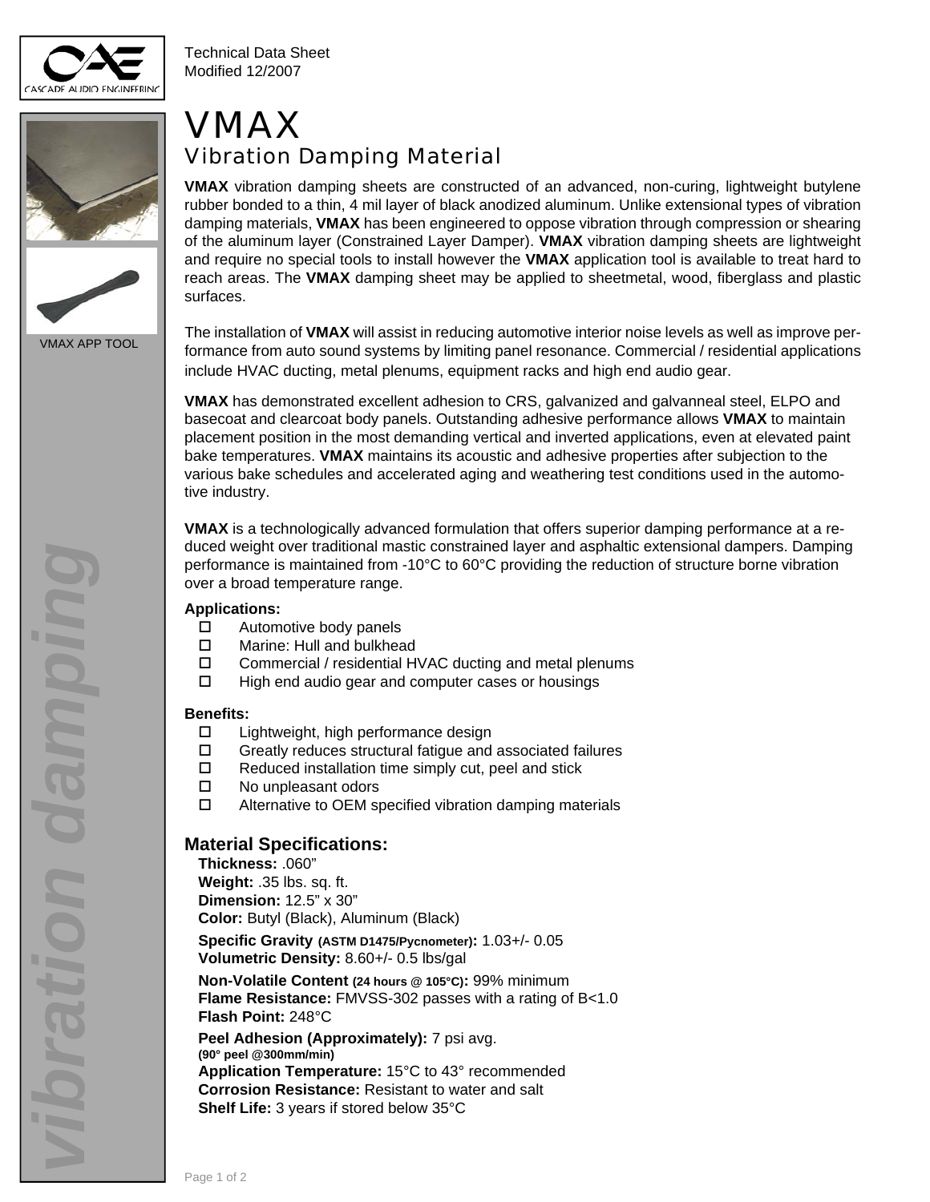Technical Data Sheet
Modified 12/2007

# VMAX

## Vibration Damping Material

VMAX APP TOOL

**VMAX** vibration damping sheets are constructed of an advanced, non-curing, lightweight butylene rubber bonded to a thin, 4 mil layer of black anodized aluminum. Unlike extensional types of vibration damping materials, **VMAX** has been engineered to oppose vibration through compression or shearing of the aluminum layer (Constrained Layer Damper). **VMAX** vibration damping sheets are lightweight and require no special tools to install however the **VMAX** application tool is available to treat hard to reach areas. The **VMAX** damping sheet may be applied to sheetmetal, wood, fiberglass and plastic surfaces.

The installation of **VMAX** will assist in reducing automotive interior noise levels as well as improve performance from auto sound systems by limiting panel resonance. Commercial / residential applications include HVAC ducting, metal plenums, equipment racks and high end audio gear.

**VMAX** has demonstrated excellent adhesion to CRS, galvanized and galvanneal steel, ELPO and basecoat and clearcoat body panels. Outstanding adhesive performance allows **VMAX** to maintain placement position in the most demanding vertical and inverted applications, even at elevated paint bake temperatures. **VMAX** maintains its acoustic and adhesive properties after subjection to the various bake schedules and accelerated aging and weathering test conditions used in the automotive industry.

**VMAX** is a technologically advanced formulation that offers superior damping performance at a reduced weight over traditional mastic constrained layer and asphaltic extensional dampers. Damping performance is maintained from -10°C to 60°C providing the reduction of structure borne vibration over a broad temperature range.

**Applications:**

- Automotive body panels
- Marine: Hull and bulkhead
- Commercial / residential HVAC ducting and metal plenums
- High end audio gear and computer cases or housings

**Benefits:**

- Lightweight, high performance design
- Greatly reduces structural fatigue and associated failures
- Reduced installation time simply cut, peel and stick
- No unpleasant odors
- Alternative to OEM specified vibration damping materials

### Material Specifications:

**Thickness:** .060”
**Weight:** .35 lbs. sq. ft.
**Dimension:** 12.5” x 30”
**Color:** Butyl (Black), Aluminum (Black)
**Specific Gravity (ASTM D1475/Pycnometer):** 1.03+/- 0.05
**Volumetric Density:** 8.60+/- 0.5 lbs/gal
**Non-Volatile Content (24 hours @ 105°C):** 99% minimum
**Flame Resistance:** FMVSS-302 passes with a rating of B<1.0
**Flash Point:** 248°C
**Peel Adhesion (Approximately):** 7 psi avg.
**(90° peel @300mm/min)**
**Application Temperature:** 15°C to 43° recommended
**Corrosion Resistance:** Resistant to water and salt
**Shelf Life:** 3 years if stored below 35°C

*vibration damping*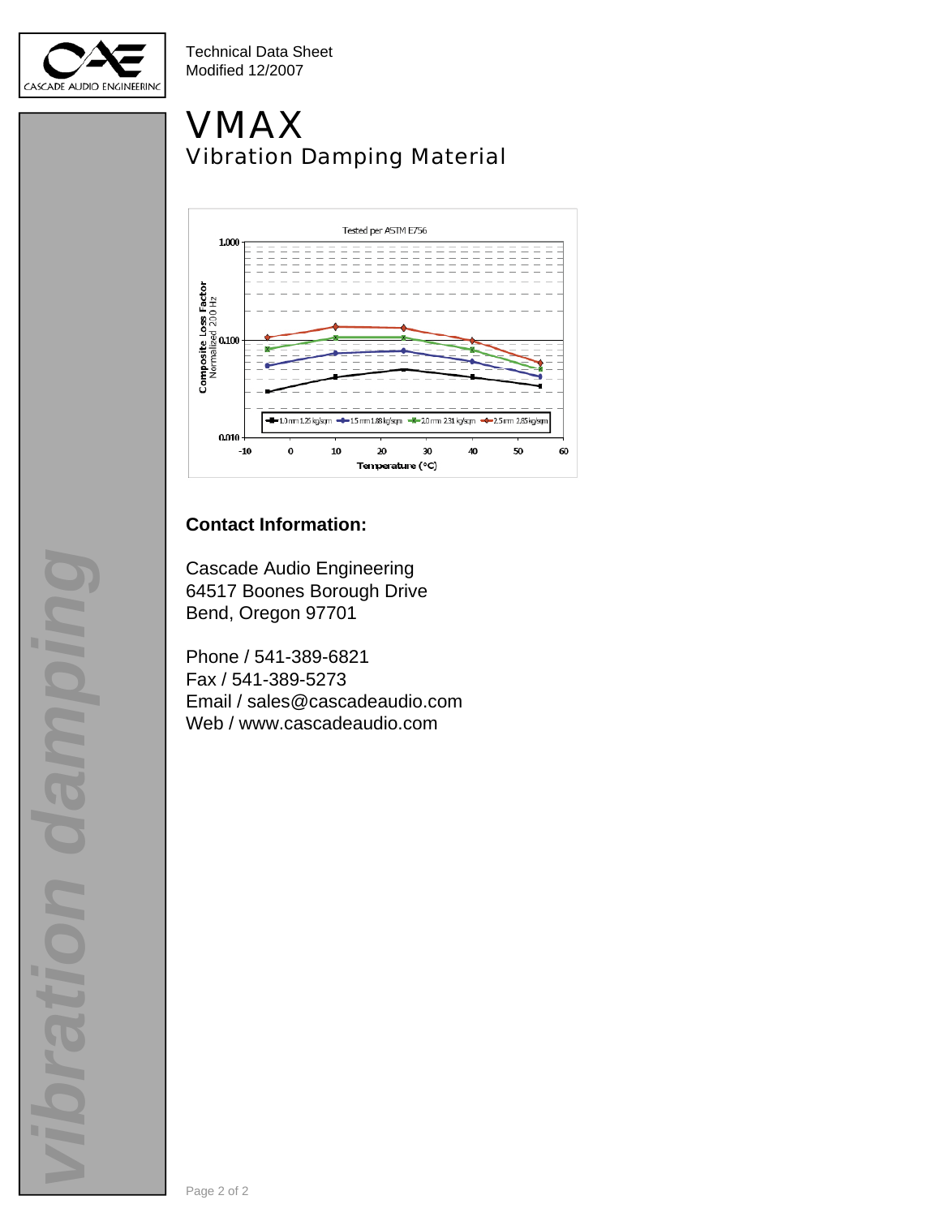Technical Data Sheet
Modified 12/2007

# VMAX

## Vibration Damping Material

Tested per ASTM E756

Composite Loss Factor
Normalized 200 Hz

1.000
0.100
0.010

-10 0 10 20 30 40 50 60

Temperature (°C)

1.0 mm 1.25 kg/sqm
1.5 mm 1.88 kg/sqm
2.0 mm 2.31 kg/sqm
2.5 mm 2.85 kg/sqm

**Contact Information:**

Cascade Audio Engineering
64517 Boones Borough Drive
Bend, Oregon 97701

Phone / 541-389-6821
Fax / 541-389-5273
Email / sales@cascadeaudio.com
Web / www.cascadeaudio.com

*vibration damping*